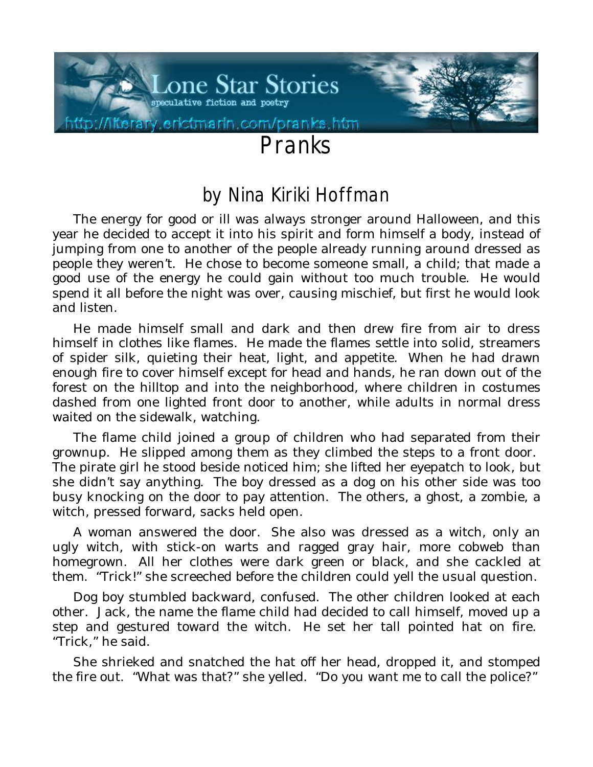# Pranks

## by Nina Kiriki Hoffman

The energy for good or ill was always stronger around Halloween, and this year he decided to accept it into his spirit and form himself a body, instead of jumping from one to another of the people already running around dressed as people they weren't. He chose to become someone small, a child; that made a good use of the energy he could gain without too much trouble. He would spend it all before the night was over, causing mischief, but first he would look and listen.

He made himself small and dark and then drew fire from air to dress himself in clothes like flames. He made the flames settle into solid, streamers of spider silk, quieting their heat, light, and appetite. When he had drawn enough fire to cover himself except for head and hands, he ran down out of the forest on the hilltop and into the neighborhood, where children in costumes dashed from one lighted front door to another, while adults in normal dress waited on the sidewalk, watching.

The flame child joined a group of children who had separated from their grownup. He slipped among them as they climbed the steps to a front door. The pirate girl he stood beside noticed him; she lifted her eyepatch to look, but she didn't say anything. The boy dressed as a dog on his other side was too busy knocking on the door to pay attention. The others, a ghost, a zombie, a witch, pressed forward, sacks held open.

A woman answered the door. She also was dressed as a witch, only an ugly witch, with stick-on warts and ragged gray hair, more cobweb than homegrown. All her clothes were dark green or black, and she cackled at them. "Trick!" she screeched before the children could yell the usual question.

Dog boy stumbled backward, confused. The other children looked at each other. Jack, the name the flame child had decided to call himself, moved up a step and gestured toward the witch. He set her tall pointed hat on fire. "Trick," he said.

She shrieked and snatched the hat off her head, dropped it, and stomped the fire out. "What was that?" she yelled. "Do you want me to call the police?"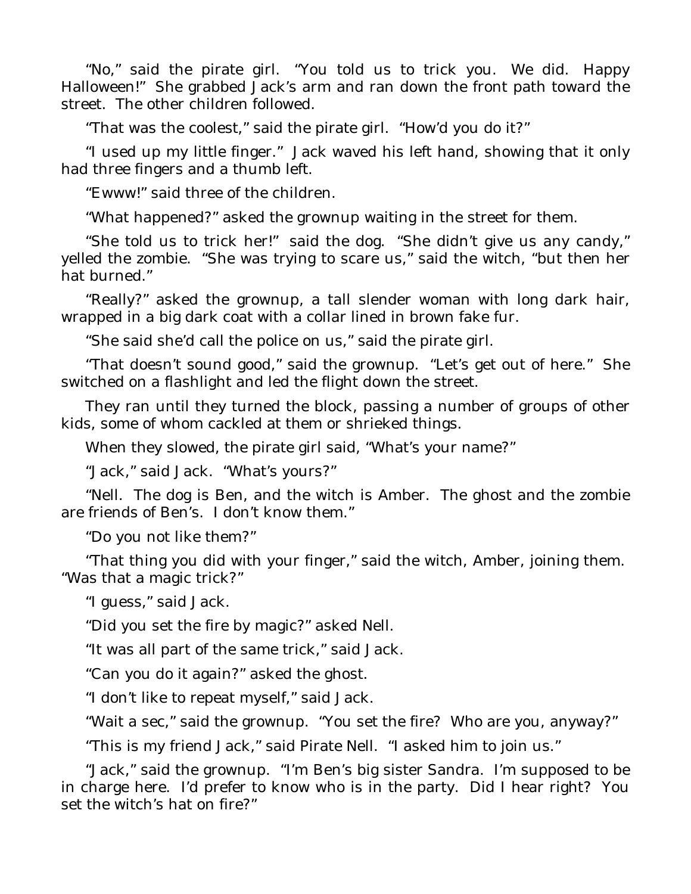"No," said the pirate girl. "You told us to trick you. We did. Happy Halloween!" She grabbed Jack's arm and ran down the front path toward the street. The other children followed.

"That was the coolest," said the pirate girl. "How'd you do it?"

"I used up my little finger." Jack waved his left hand, showing that it only had three fingers and a thumb left.

"Ewww!" said three of the children.

"What happened?" asked the grownup waiting in the street for them.

"She told us to trick her!" said the dog. "She didn't give us any candy," yelled the zombie. "She was trying to scare us," said the witch, "but then her hat burned."

"Really?" asked the grownup, a tall slender woman with long dark hair, wrapped in a big dark coat with a collar lined in brown fake fur.

"She said she'd call the police on us," said the pirate girl.

"That doesn't sound good," said the grownup. "Let's get out of here." She switched on a flashlight and led the flight down the street.

They ran until they turned the block, passing a number of groups of other kids, some of whom cackled at them or shrieked things.

When they slowed, the pirate girl said, "What's your name?"

"Jack," said Jack. "What's yours?"

"Nell. The dog is Ben, and the witch is Amber. The ghost and the zombie are friends of Ben's. I don't know them."

"Do you not like them?"

"That thing you did with your finger," said the witch, Amber, joining them. "Was that a magic trick?"

"I guess," said Jack.

"Did you set the fire by magic?" asked Nell.

"It was all part of the same trick," said Jack.

"Can you do it again?" asked the ghost.

"I don't like to repeat myself," said Jack.

"Wait a sec," said the grownup. "You set the fire? Who are you, anyway?"

"This is my friend Jack," said Pirate Nell. "I asked him to join us."

"Jack," said the grownup. "I'm Ben's big sister Sandra. I'm supposed to be in charge here. I'd prefer to know who is in the party. Did I hear right? You set the witch's hat on fire?"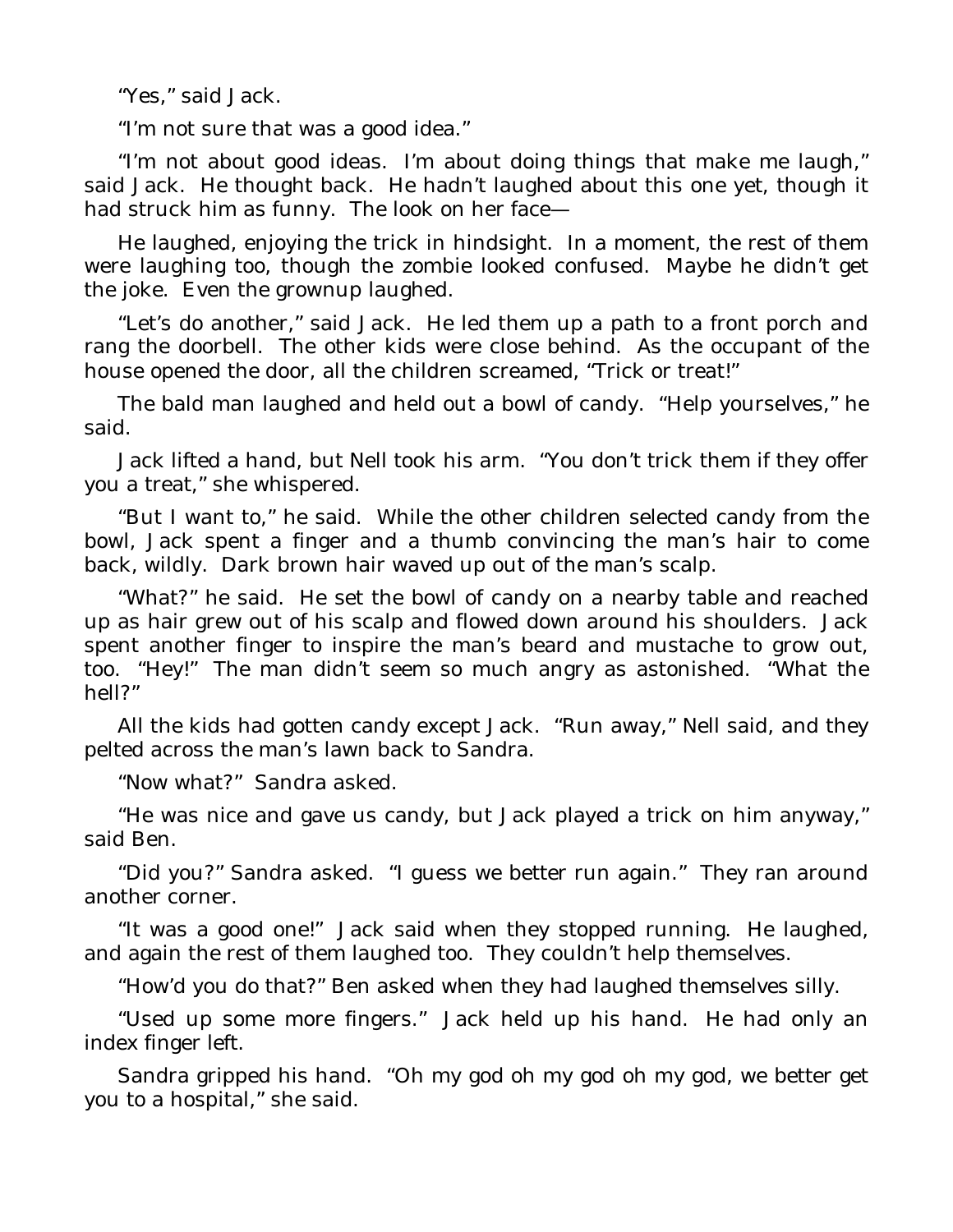"Yes," said Jack.

"I'm not sure that was a good idea."

"I'm not about good ideas. I'm about doing things that make me laugh," said Jack. He thought back. He hadn't laughed about this one yet, though it had struck him as funny. The look on her face—

He laughed, enjoying the trick in hindsight. In a moment, the rest of them were laughing too, though the zombie looked confused. Maybe he didn't get the joke. Even the grownup laughed.

"Let's do another," said Jack. He led them up a path to a front porch and rang the doorbell. The other kids were close behind. As the occupant of the house opened the door, all the children screamed, "Trick or treat!"

The bald man laughed and held out a bowl of candy. "Help yourselves," he said.

Jack lifted a hand, but Nell took his arm. "You don't trick them if they offer you a treat," she whispered.

"But I want to," he said. While the other children selected candy from the bowl, Jack spent a finger and a thumb convincing the man's hair to come back, wildly. Dark brown hair waved up out of the man's scalp.

"What?" he said. He set the bowl of candy on a nearby table and reached up as hair grew out of his scalp and flowed down around his shoulders. Jack spent another finger to inspire the man's beard and mustache to grow out, too. "Hey!" The man didn't seem so much angry as astonished. "What the hell?"

All the kids had gotten candy except Jack. "Run away," Nell said, and they pelted across the man's lawn back to Sandra.

"Now what?" Sandra asked.

"He was nice and gave us candy, but Jack played a trick on him anyway," said Ben.

"Did you?" Sandra asked. "I guess we better run again." They ran around another corner.

"It was a good one!" Jack said when they stopped running. He laughed, and again the rest of them laughed too. They couldn't help themselves.

"How'd you do that?" Ben asked when they had laughed themselves silly.

"Used up some more fingers." Jack held up his hand. He had only an index finger left.

Sandra gripped his hand. "Oh my god oh my god oh my god, we better get you to a hospital," she said.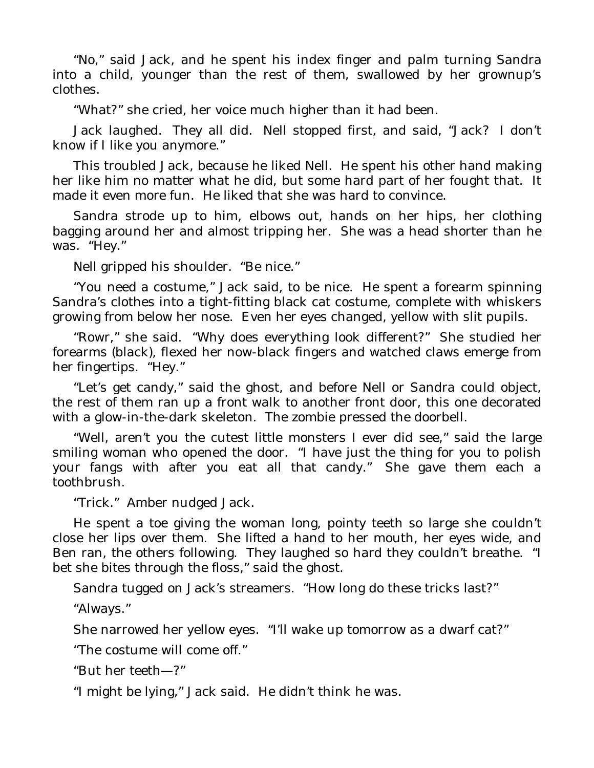"No," said Jack, and he spent his index finger and palm turning Sandra into a child, younger than the rest of them, swallowed by her grownup's clothes.

"What?" she cried, her voice much higher than it had been.

Jack laughed. They all did. Nell stopped first, and said, "Jack? I don't know if I like you anymore."

This troubled Jack, because he liked Nell. He spent his other hand making her like him no matter what he did, but some hard part of her fought that. It made it even more fun. He liked that she was hard to convince.

Sandra strode up to him, elbows out, hands on her hips, her clothing bagging around her and almost tripping her. She was a head shorter than he was. "Hey."

Nell gripped his shoulder. "Be nice."

"You need a costume," Jack said, to be nice. He spent a forearm spinning Sandra's clothes into a tight-fitting black cat costume, complete with whiskers growing from below her nose. Even her eyes changed, yellow with slit pupils.

"Rowr," she said. "Why does everything look different?" She studied her forearms (black), flexed her now-black fingers and watched claws emerge from her fingertips. "Hey."

"Let's get candy," said the ghost, and before Nell or Sandra could object, the rest of them ran up a front walk to another front door, this one decorated with a glow-in-the-dark skeleton. The zombie pressed the doorbell.

"Well, aren't you the cutest little monsters I ever did see," said the large smiling woman who opened the door. "I have just the thing for you to polish your fangs with after you eat all that candy." She gave them each a toothbrush.

"Trick." Amber nudged Jack.

He spent a toe giving the woman long, pointy teeth so large she couldn't close her lips over them. She lifted a hand to her mouth, her eyes wide, and Ben ran, the others following. They laughed so hard they couldn't breathe. "I bet she bites through the floss," said the ghost.

Sandra tugged on Jack's streamers. "How long do these tricks last?"

"Always."

She narrowed her yellow eyes. "I'll wake up tomorrow as a dwarf cat?"

"The costume will come off."

"But her teeth—?"

"I might be lying," Jack said. He didn't think he was.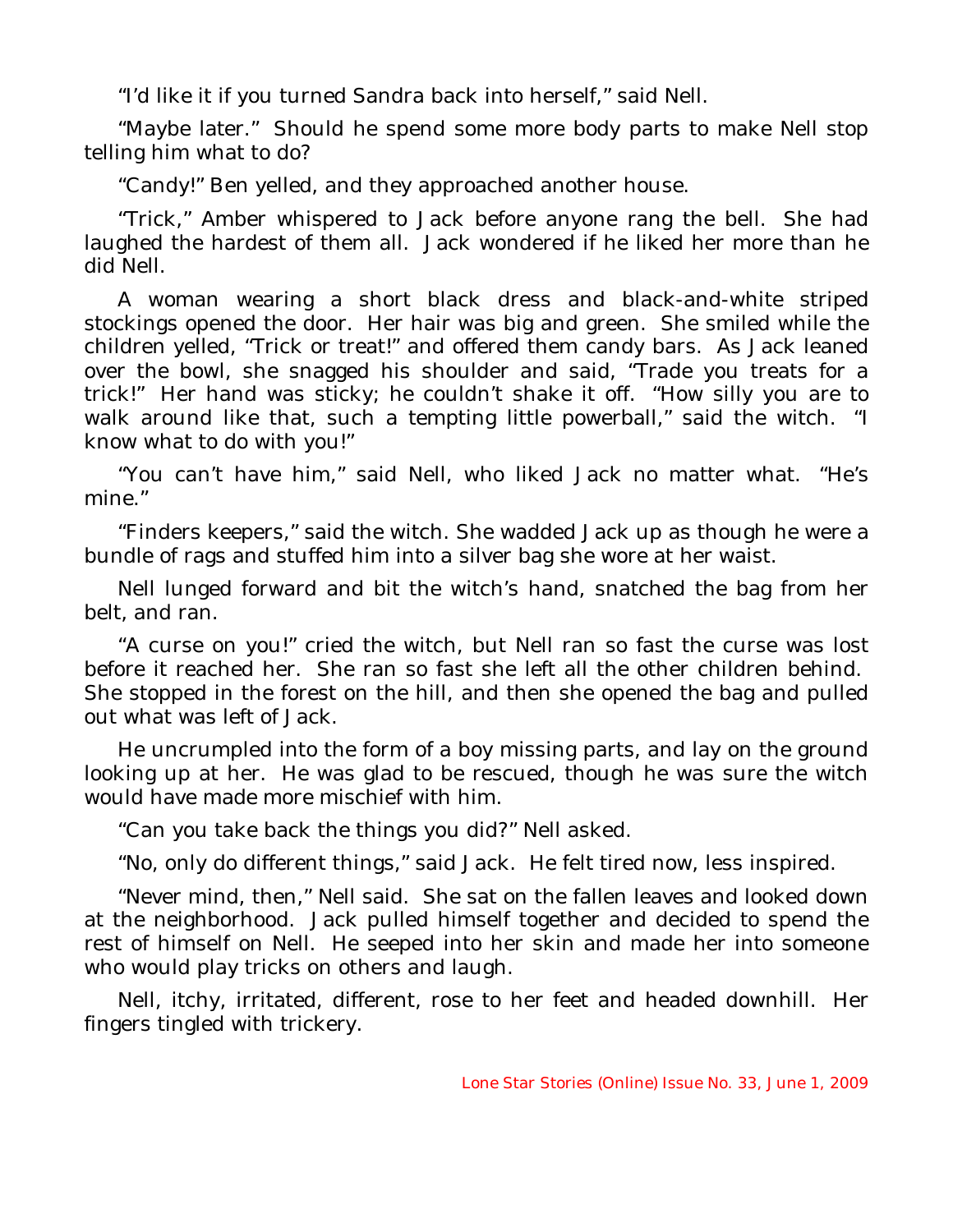"I'd like it if you turned Sandra back into herself," said Nell.

"Maybe later." Should he spend some more body parts to make Nell stop telling him what to do?

"Candy!" Ben yelled, and they approached another house.

"Trick," Amber whispered to Jack before anyone rang the bell. She had laughed the hardest of them all. Jack wondered if he liked her more than he did Nell.

A woman wearing a short black dress and black-and-white striped stockings opened the door. Her hair was big and green. She smiled while the children yelled, "Trick or treat!" and offered them candy bars. As Jack leaned over the bowl, she snagged his shoulder and said, "Trade you treats for a trick!" Her hand was sticky; he couldn't shake it off. "How silly you are to walk around like that, such a tempting little powerball," said the witch. "I know what to do with you!"

"You can't have him," said Nell, who liked Jack no matter what. "He's mine."

"Finders keepers," said the witch. She wadded Jack up as though he were a bundle of rags and stuffed him into a silver bag she wore at her waist.

Nell lunged forward and bit the witch's hand, snatched the bag from her belt, and ran.

"A curse on you!" cried the witch, but Nell ran so fast the curse was lost before it reached her. She ran so fast she left all the other children behind. She stopped in the forest on the hill, and then she opened the bag and pulled out what was left of Jack.

He uncrumpled into the form of a boy missing parts, and lay on the ground looking up at her. He was glad to be rescued, though he was sure the witch would have made more mischief with him.

"Can you take back the things you did?" Nell asked.

"No, only do different things," said Jack. He felt tired now, less inspired.

"Never mind, then," Nell said. She sat on the fallen leaves and looked down at the neighborhood. Jack pulled himself together and decided to spend the rest of himself on Nell. He seeped into her skin and made her into someone who would play tricks on others and laugh.

Nell, itchy, irritated, different, rose to her feet and headed downhill. Her fingers tingled with trickery.

*Lone Star Stories (Online) Issue No. 33, June 1, 2009*